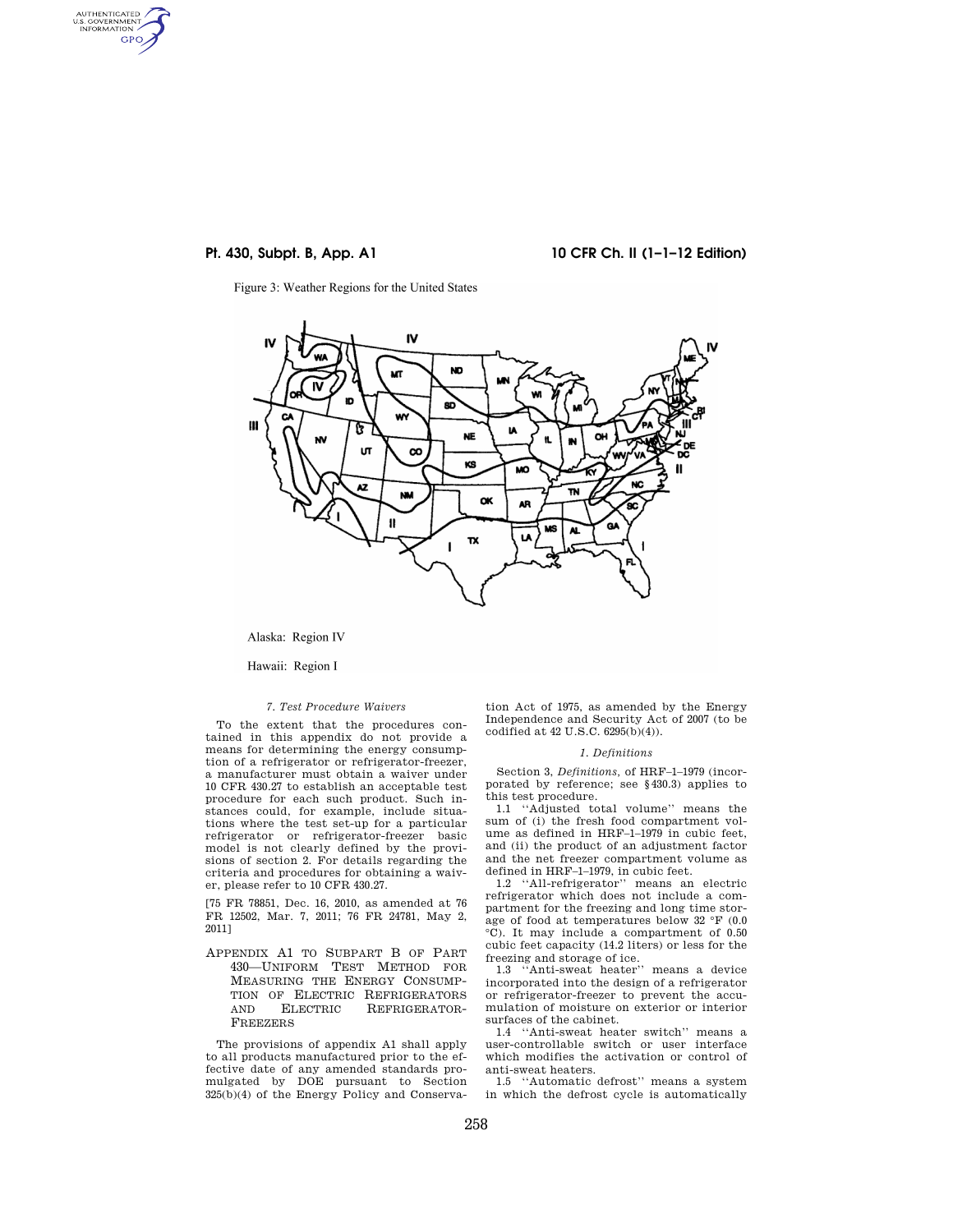Figure 3: Weather Regions for the United States

Alaska: Region IV

Hawaii: Region I

*7. Test Procedure Waivers*

To the extent that the procedures contained in this appendix do not provide a means for determining the energy consumption of a refrigerator or refrigerator-freezer, a manufacturer must obtain a waiver under 10 CFR 430.27 to establish an acceptable test procedure for each such product. Such instances could, for example, include situations where the test set-up for a particular refrigerator or refrigerator-freezer basic model is not clearly defined by the provisions of section 2. For details regarding the criteria and procedures for obtaining a waiver, please refer to 10 CFR 430.27.

[75 FR 78851, Dec. 16, 2010, as amended at 76 FR 12502, Mar. 7, 2011; 76 FR 24781, May 2, 2011]

## APPENDIX A1 TO SUBPART B OF PART 430—UNIFORM TEST METHOD FOR MEASURING THE ENERGY CONSUMPTION OF ELECTRIC REFRIGERATORS AND ELECTRIC REFRIGERATOR-FREEZERS

The provisions of appendix A1 shall apply to all products manufactured prior to the effective date of any amended standards promulgated by DOE pursuant to Section 325(b)(4) of the Energy Policy and Conservation Act of 1975, as amended by the Energy Independence and Security Act of 2007 (to be codified at 42 U.S.C. 6295(b)(4)).

*1. Definitions*

Section 3, *Definitions*, of HRF–1–1979 (incorporated by reference; see §430.3) applies to this test procedure.

1.1 ''Adjusted total volume'' means the sum of (i) the fresh food compartment volume as defined in HRF–1–1979 in cubic feet, and (ii) the product of an adjustment factor and the net freezer compartment volume as defined in HRF–1–1979, in cubic feet.

1.2 ''All-refrigerator'' means an electric refrigerator which does not include a compartment for the freezing and long time storage of food at temperatures below 32 °F (0.0 °C). It may include a compartment of 0.50 cubic feet capacity (14.2 liters) or less for the freezing and storage of ice.

1.3 ''Anti-sweat heater'' means a device incorporated into the design of a refrigerator or refrigerator-freezer to prevent the accumulation of moisture on exterior or interior surfaces of the cabinet.

1.4 ''Anti-sweat heater switch'' means a user-controllable switch or user interface which modifies the activation or control of anti-sweat heaters.

1.5 ''Automatic defrost'' means a system in which the defrost cycle is automatically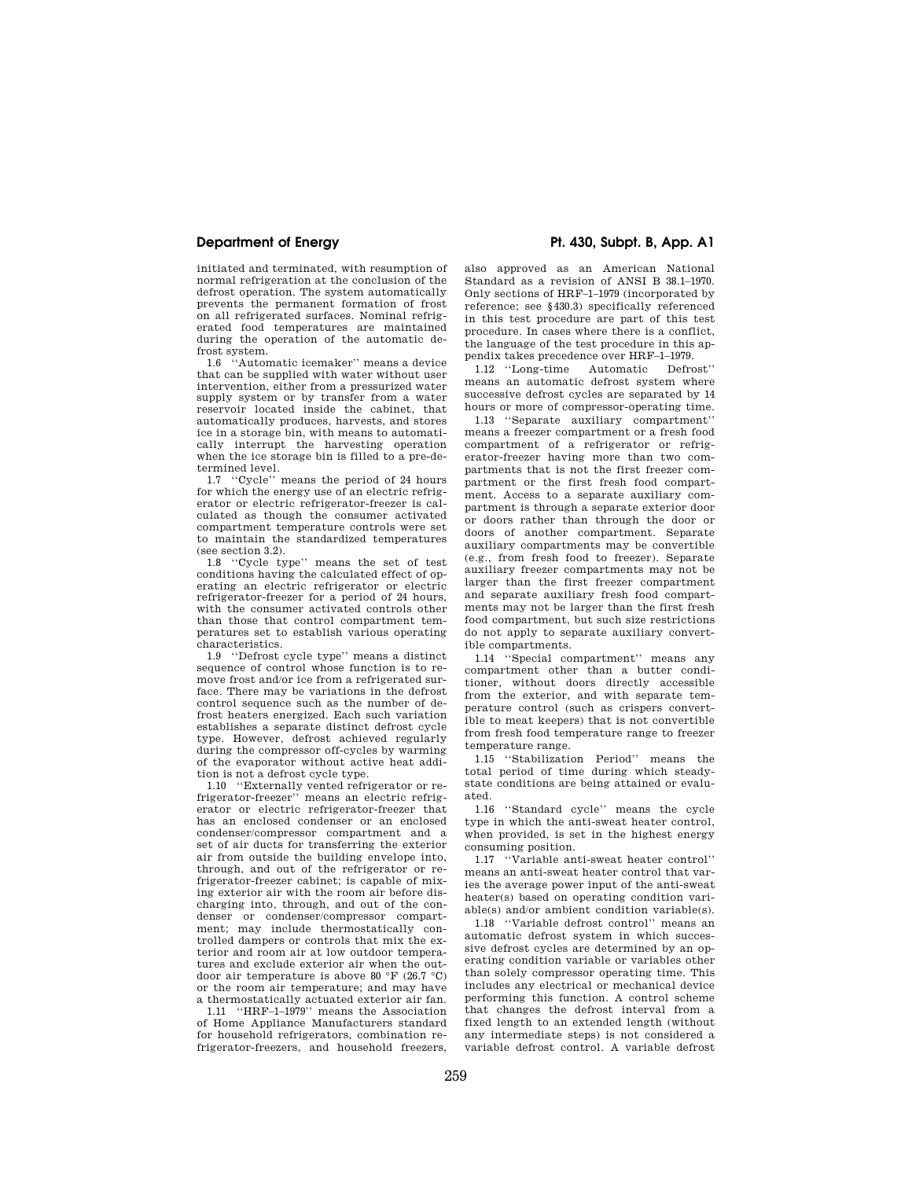initiated and terminated, with resumption of normal refrigeration at the conclusion of the defrost operation. The system automatically prevents the permanent formation of frost on all refrigerated surfaces. Nominal refrigerated food temperatures are maintained during the operation of the automatic defrost system.

1.6 ''Automatic icemaker'' means a device that can be supplied with water without user intervention, either from a pressurized water supply system or by transfer from a water reservoir located inside the cabinet, that automatically produces, harvests, and stores ice in a storage bin, with means to automatically interrupt the harvesting operation when the ice storage bin is filled to a pre-determined level.

1.7 ''Cycle'' means the period of 24 hours for which the energy use of an electric refrigerator or electric refrigerator-freezer is calculated as though the consumer activated compartment temperature controls were set to maintain the standardized temperatures (see section 3.2).

1.8 ''Cycle type'' means the set of test conditions having the calculated effect of operating an electric refrigerator or electric refrigerator-freezer for a period of 24 hours, with the consumer activated controls other than those that control compartment temperatures set to establish various operating characteristics.

1.9 ''Defrost cycle type'' means a distinct sequence of control whose function is to remove frost and/or ice from a refrigerated surface. There may be variations in the defrost control sequence such as the number of defrost heaters energized. Each such variation establishes a separate distinct defrost cycle type. However, defrost achieved regularly during the compressor off-cycles by warming of the evaporator without active heat addition is not a defrost cycle type.

1.10 ''Externally vented refrigerator or refrigerator-freezer'' means an electric refrigerator or electric refrigerator-freezer that has an enclosed condenser or an enclosed condenser/compressor compartment and a set of air ducts for transferring the exterior air from outside the building envelope into, through, and out of the refrigerator or refrigerator-freezer cabinet; is capable of mixing exterior air with the room air before discharging into, through, and out of the condenser or condenser/compressor compartment; may include thermostatically controlled dampers or controls that mix the exterior and room air at low outdoor temperatures and exclude exterior air when the outdoor air temperature is above 80 °F (26.7 °C) or the room air temperature; and may have a thermostatically actuated exterior air fan.

1.11 ''HRF–1–1979'' means the Association of Home Appliance Manufacturers standard for household refrigerators, combination refrigerator-freezers, and household freezers, also approved as an American National Standard as a revision of ANSI B 38.1–1970. Only sections of HRF–1–1979 (incorporated by reference; see §430.3) specifically referenced in this test procedure are part of this test procedure. In cases where there is a conflict, the language of the test procedure in this appendix takes precedence over HRF–1–1979.

1.12 ''Long-time Automatic Defrost'' means an automatic defrost system where successive defrost cycles are separated by 14 hours or more of compressor-operating time.

1.13 ''Separate auxiliary compartment'' means a freezer compartment or a fresh food compartment of a refrigerator or refrigerator-freezer having more than two compartments that is not the first freezer compartment or the first fresh food compartment. Access to a separate auxiliary compartment is through a separate exterior door or doors rather than through the door or doors of another compartment. Separate auxiliary compartments may be convertible (e.g., from fresh food to freezer). Separate auxiliary freezer compartments may not be larger than the first freezer compartment and separate auxiliary fresh food compartments may not be larger than the first fresh food compartment, but such size restrictions do not apply to separate auxiliary convertible compartments.

1.14 ''Special compartment'' means any compartment other than a butter conditioner, without doors directly accessible from the exterior, and with separate temperature control (such as crispers convertible to meat keepers) that is not convertible from fresh food temperature range to freezer temperature range.

1.15 ''Stabilization Period'' means the total period of time during which steady-state conditions are being attained or evaluated.

1.16 ''Standard cycle'' means the cycle type in which the anti-sweat heater control, when provided, is set in the highest energy consuming position.

1.17 ''Variable anti-sweat heater control'' means an anti-sweat heater control that varies the average power input of the anti-sweat heater(s) based on operating condition variable(s) and/or ambient condition variable(s).

1.18 ''Variable defrost control'' means an automatic defrost system in which successive defrost cycles are determined by an operating condition variable or variables other than solely compressor operating time. This includes any electrical or mechanical device performing this function. A control scheme that changes the defrost interval from a fixed length to an extended length (without any intermediate steps) is not considered a variable defrost control. A variable defrost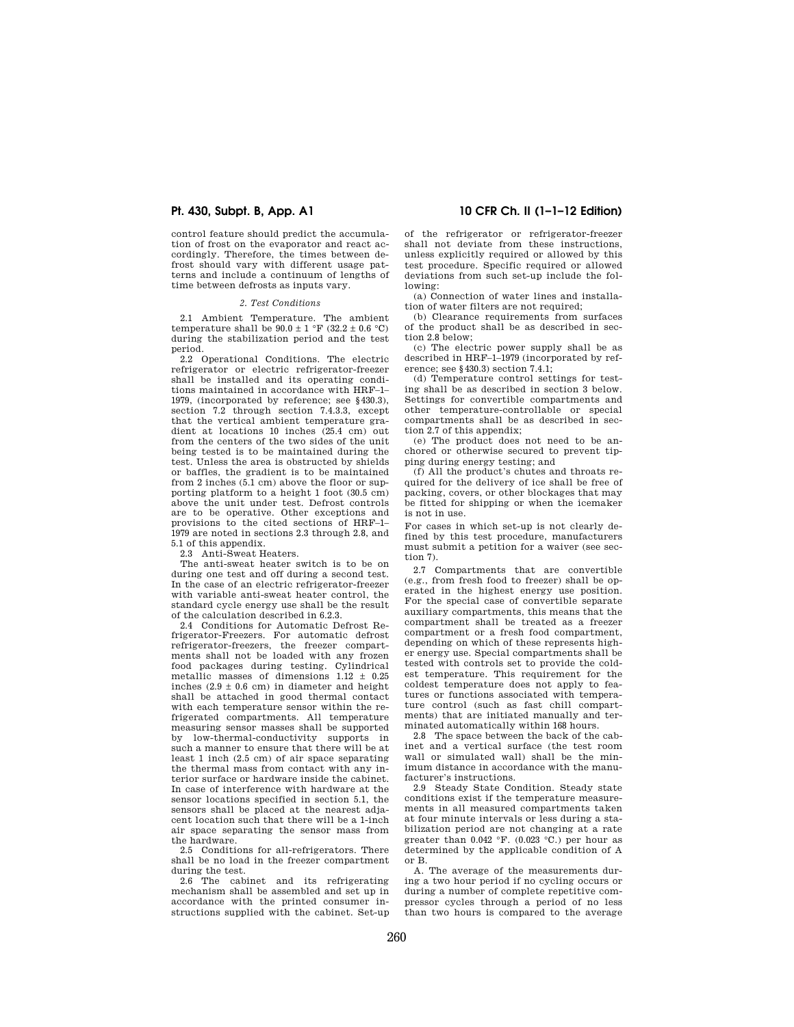control feature should predict the accumulation of frost on the evaporator and react accordingly. Therefore, the times between defrost should vary with different usage patterns and include a continuum of lengths of time between defrosts as inputs vary.

### *2. Test Conditions*

2.1 Ambient Temperature. The ambient temperature shall be 90.0 ± 1 °F (32.2 ± 0.6 °C) during the stabilization period and the test period.

2.2 Operational Conditions. The electric refrigerator or electric refrigerator-freezer shall be installed and its operating conditions maintained in accordance with HRF–1–1979, (incorporated by reference; see §430.3), section 7.2 through section 7.4.3.3, except that the vertical ambient temperature gradient at locations 10 inches (25.4 cm) out from the centers of the two sides of the unit being tested is to be maintained during the test. Unless the area is obstructed by shields or baffles, the gradient is to be maintained from 2 inches (5.1 cm) above the floor or supporting platform to a height 1 foot (30.5 cm) above the unit under test. Defrost controls are to be operative. Other exceptions and provisions to the cited sections of HRF–1–1979 are noted in sections 2.3 through 2.8, and 5.1 of this appendix.

2.3 Anti-Sweat Heaters.

The anti-sweat heater switch is to be on during one test and off during a second test. In the case of an electric refrigerator-freezer with variable anti-sweat heater control, the standard cycle energy use shall be the result of the calculation described in 6.2.3.

2.4 Conditions for Automatic Defrost Refrigerator-Freezers. For automatic defrost refrigerator-freezers, the freezer compartments shall not be loaded with any frozen food packages during testing. Cylindrical metallic masses of dimensions 1.12 ± 0.25 inches (2.9 ± 0.6 cm) in diameter and height shall be attached in good thermal contact with each temperature sensor within the refrigerated compartments. All temperature measuring sensor masses shall be supported by low-thermal-conductivity supports in such a manner to ensure that there will be at least 1 inch (2.5 cm) of air space separating the thermal mass from contact with any interior surface or hardware inside the cabinet. In case of interference with hardware at the sensor locations specified in section 5.1, the sensors shall be placed at the nearest adjacent location such that there will be a 1-inch air space separating the sensor mass from the hardware.

2.5 Conditions for all-refrigerators. There shall be no load in the freezer compartment during the test.

2.6 The cabinet and its refrigerating mechanism shall be assembled and set up in accordance with the printed consumer instructions supplied with the cabinet. Set-up of the refrigerator or refrigerator-freezer shall not deviate from these instructions, unless explicitly required or allowed by this test procedure. Specific required or allowed deviations from such set-up include the following:

(a) Connection of water lines and installation of water filters are not required;

(b) Clearance requirements from surfaces of the product shall be as described in section 2.8 below;

(c) The electric power supply shall be as described in HRF–1–1979 (incorporated by reference; see §430.3) section 7.4.1;

(d) Temperature control settings for testing shall be as described in section 3 below. Settings for convertible compartments and other temperature-controllable or special compartments shall be as described in section 2.7 of this appendix;

(e) The product does not need to be anchored or otherwise secured to prevent tipping during energy testing; and

(f) All the product's chutes and throats required for the delivery of ice shall be free of packing, covers, or other blockages that may be fitted for shipping or when the icemaker is not in use.

For cases in which set-up is not clearly defined by this test procedure, manufacturers must submit a petition for a waiver (see section 7).

2.7 Compartments that are convertible (e.g., from fresh food to freezer) shall be operated in the highest energy use position. For the special case of convertible separate auxiliary compartments, this means that the compartment shall be treated as a freezer compartment or a fresh food compartment, depending on which of these represents higher energy use. Special compartments shall be tested with controls set to provide the coldest temperature. This requirement for the coldest temperature does not apply to features or functions associated with temperature control (such as fast chill compartments) that are initiated manually and terminated automatically within 168 hours.

2.8 The space between the back of the cabinet and a vertical surface (the test room wall or simulated wall) shall be the minimum distance in accordance with the manufacturer's instructions.

2.9 Steady State Condition. Steady state conditions exist if the temperature measurements in all measured compartments taken at four minute intervals or less during a stabilization period are not changing at a rate greater than 0.042 °F. (0.023 °C.) per hour as determined by the applicable condition of A or B.

A. The average of the measurements during a two hour period if no cycling occurs or during a number of complete repetitive compressor cycles through a period of no less than two hours is compared to the average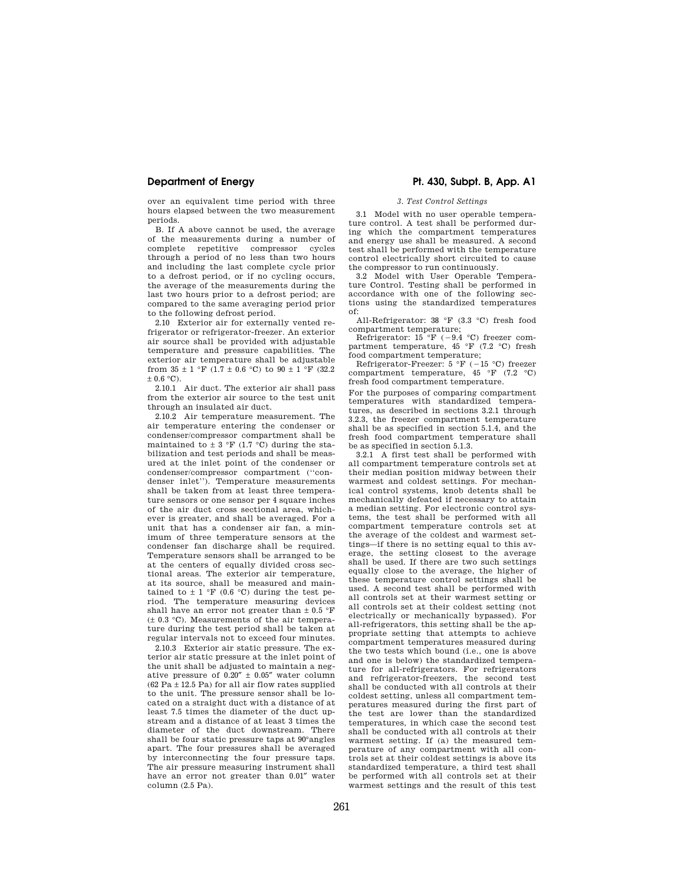over an equivalent time period with three hours elapsed between the two measurement periods.

B. If A above cannot be used, the average of the measurements during a number of complete repetitive compressor cycles through a period of no less than two hours and including the last complete cycle prior to a defrost period, or if no cycling occurs, the average of the measurements during the last two hours prior to a defrost period; are compared to the same averaging period prior to the following defrost period.

2.10 Exterior air for externally vented refrigerator or refrigerator-freezer. An exterior air source shall be provided with adjustable temperature and pressure capabilities. The exterior air temperature shall be adjustable from 35 ± 1 °F (1.7 ± 0.6 °C) to 90 ± 1 °F (32.2 ± 0.6 °C).

2.10.1 Air duct. The exterior air shall pass from the exterior air source to the test unit through an insulated air duct.

2.10.2 Air temperature measurement. The air temperature entering the condenser or condenser/compressor compartment shall be maintained to ± 3 °F (1.7 °C) during the stabilization and test periods and shall be measured at the inlet point of the condenser or condenser/compressor compartment (''condenser inlet''). Temperature measurements shall be taken from at least three temperature sensors or one sensor per 4 square inches of the air duct cross sectional area, whichever is greater, and shall be averaged. For a unit that has a condenser air fan, a minimum of three temperature sensors at the condenser fan discharge shall be required. Temperature sensors shall be arranged to be at the centers of equally divided cross sectional areas. The exterior air temperature, at its source, shall be measured and maintained to ± 1 °F (0.6 °C) during the test period. The temperature measuring devices shall have an error not greater than ± 0.5 °F (± 0.3 °C). Measurements of the air temperature during the test period shall be taken at regular intervals not to exceed four minutes.

2.10.3 Exterior air static pressure. The exterior air static pressure at the inlet point of the unit shall be adjusted to maintain a negative pressure of 0.20″ ± 0.05″ water column (62 Pa ± 12.5 Pa) for all air flow rates supplied to the unit. The pressure sensor shall be located on a straight duct with a distance of at least 7.5 times the diameter of the duct upstream and a distance of at least 3 times the diameter of the duct downstream. There shall be four static pressure taps at 90°angles apart. The four pressures shall be averaged by interconnecting the four pressure taps. The air pressure measuring instrument shall have an error not greater than 0.01″ water column (2.5 Pa).

### *3. Test Control Settings*

3.1 Model with no user operable temperature control. A test shall be performed during which the compartment temperatures and energy use shall be measured. A second test shall be performed with the temperature control electrically short circuited to cause the compressor to run continuously.

3.2 Model with User Operable Temperature Control. Testing shall be performed in accordance with one of the following sections using the standardized temperatures of:

All-Refrigerator: 38 °F (3.3 °C) fresh food compartment temperature;

Refrigerator: 15 °F (−9.4 °C) freezer compartment temperature, 45 °F (7.2 °C) fresh food compartment temperature;

Refrigerator-Freezer: 5 °F (−15 °C) freezer compartment temperature, 45 °F (7.2 °C) fresh food compartment temperature.

For the purposes of comparing compartment temperatures with standardized temperatures, as described in sections 3.2.1 through 3.2.3, the freezer compartment temperature shall be as specified in section 5.1.4, and the fresh food compartment temperature shall be as specified in section 5.1.3.

3.2.1 A first test shall be performed with all compartment temperature controls set at their median position midway between their warmest and coldest settings. For mechanical control systems, knob detents shall be mechanically defeated if necessary to attain a median setting. For electronic control systems, the test shall be performed with all compartment temperature controls set at the average of the coldest and warmest settings—if there is no setting equal to this average, the setting closest to the average shall be used. If there are two such settings equally close to the average, the higher of these temperature control settings shall be used. A second test shall be performed with all controls set at their warmest setting or all controls set at their coldest setting (not electrically or mechanically bypassed). For all-refrigerators, this setting shall be the appropriate setting that attempts to achieve compartment temperatures measured during the two tests which bound (i.e., one is above and one is below) the standardized temperature for all-refrigerators. For refrigerators and refrigerator-freezers, the second test shall be conducted with all controls at their coldest setting, unless all compartment temperatures measured during the first part of the test are lower than the standardized temperatures, in which case the second test shall be conducted with all controls at their warmest setting. If (a) the measured temperature of any compartment with all controls set at their coldest settings is above its standardized temperature, a third test shall be performed with all controls set at their warmest settings and the result of this test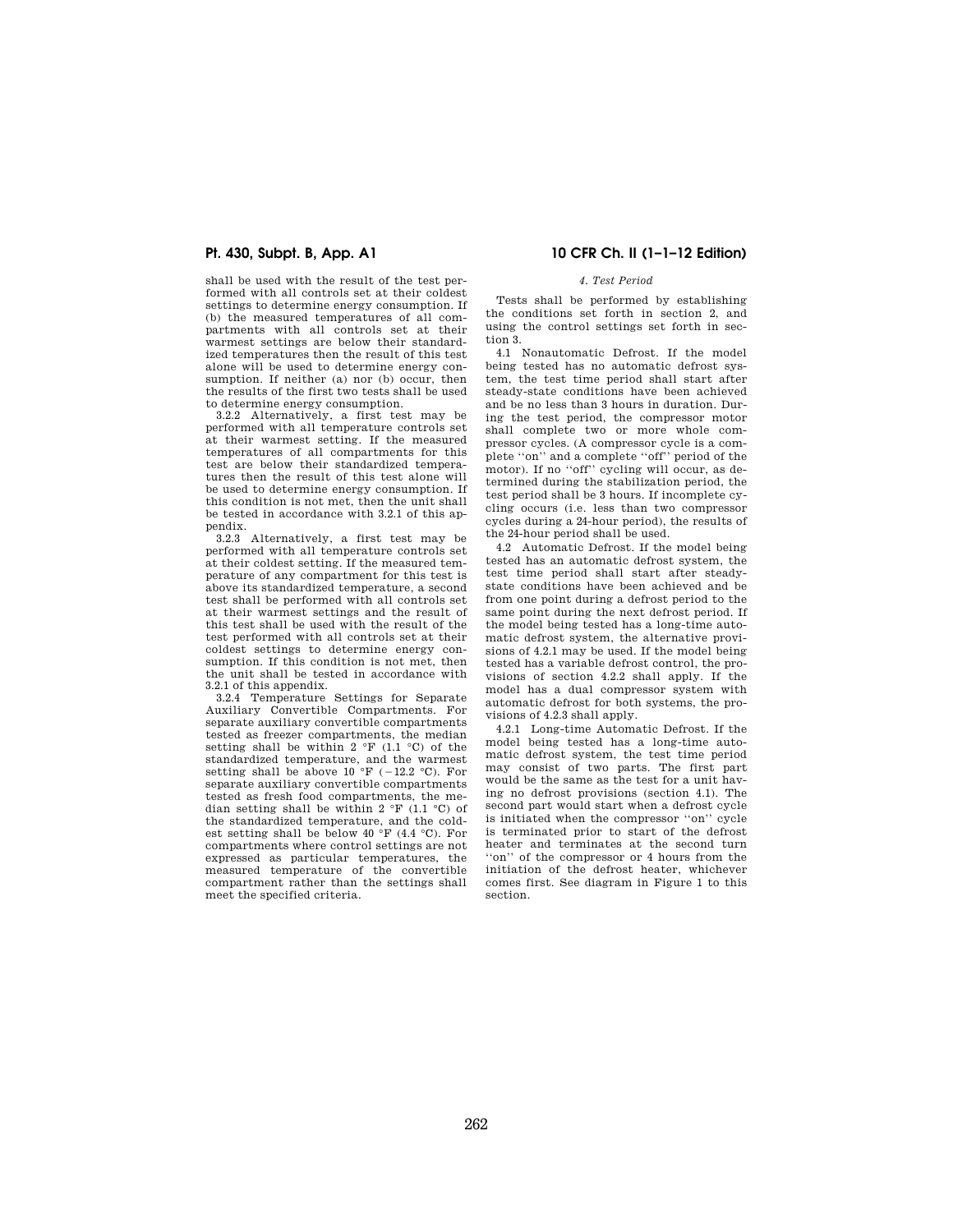shall be used with the result of the test performed with all controls set at their coldest settings to determine energy consumption. If (b) the measured temperatures of all compartments with all controls set at their warmest settings are below their standardized temperatures then the result of this test alone will be used to determine energy consumption. If neither (a) nor (b) occur, then the results of the first two tests shall be used to determine energy consumption.

3.2.2 Alternatively, a first test may be performed with all temperature controls set at their warmest setting. If the measured temperatures of all compartments for this test are below their standardized temperatures then the result of this test alone will be used to determine energy consumption. If this condition is not met, then the unit shall be tested in accordance with 3.2.1 of this appendix.

3.2.3 Alternatively, a first test may be performed with all temperature controls set at their coldest setting. If the measured temperature of any compartment for this test is above its standardized temperature, a second test shall be performed with all controls set at their warmest settings and the result of this test shall be used with the result of the test performed with all controls set at their coldest settings to determine energy consumption. If this condition is not met, then the unit shall be tested in accordance with 3.2.1 of this appendix.

3.2.4 Temperature Settings for Separate Auxiliary Convertible Compartments. For separate auxiliary convertible compartments tested as freezer compartments, the median setting shall be within 2 °F (1.1 °C) of the standardized temperature, and the warmest setting shall be above 10 °F (−12.2 °C). For separate auxiliary convertible compartments tested as fresh food compartments, the median setting shall be within 2 °F (1.1 °C) of the standardized temperature, and the coldest setting shall be below 40 °F (4.4 °C). For compartments where control settings are not expressed as particular temperatures, the measured temperature of the convertible compartment rather than the settings shall meet the specified criteria.

### *4. Test Period*

Tests shall be performed by establishing the conditions set forth in section 2, and using the control settings set forth in section 3.

4.1 Nonautomatic Defrost. If the model being tested has no automatic defrost system, the test time period shall start after steady-state conditions have been achieved and be no less than 3 hours in duration. During the test period, the compressor motor shall complete two or more whole compressor cycles. (A compressor cycle is a complete ''on'' and a complete ''off'' period of the motor). If no ''off'' cycling will occur, as determined during the stabilization period, the test period shall be 3 hours. If incomplete cycling occurs (i.e. less than two compressor cycles during a 24-hour period), the results of the 24-hour period shall be used.

4.2 Automatic Defrost. If the model being tested has an automatic defrost system, the test time period shall start after steady-state conditions have been achieved and be from one point during a defrost period to the same point during the next defrost period. If the model being tested has a long-time automatic defrost system, the alternative provisions of 4.2.1 may be used. If the model being tested has a variable defrost control, the provisions of section 4.2.2 shall apply. If the model has a dual compressor system with automatic defrost for both systems, the provisions of 4.2.3 shall apply.

4.2.1 Long-time Automatic Defrost. If the model being tested has a long-time automatic defrost system, the test time period may consist of two parts. The first part would be the same as the test for a unit having no defrost provisions (section 4.1). The second part would start when a defrost cycle is initiated when the compressor ''on'' cycle is terminated prior to start of the defrost heater and terminates at the second turn ''on'' of the compressor or 4 hours from the initiation of the defrost heater, whichever comes first. See diagram in Figure 1 to this section.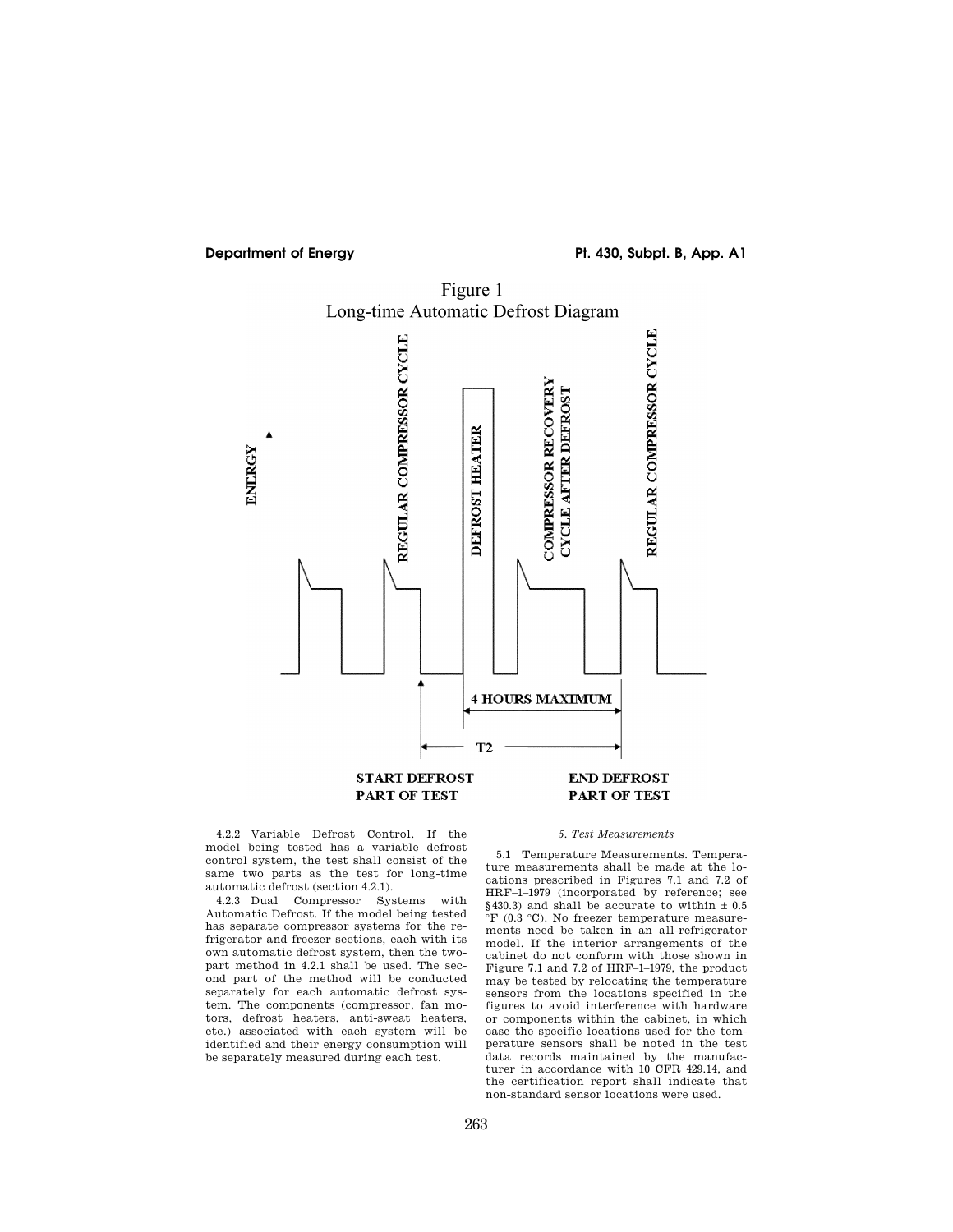Figure 1

Long-time Automatic Defrost Diagram

4.2.2 Variable Defrost Control. If the model being tested has a variable defrost control system, the test shall consist of the same two parts as the test for long-time automatic defrost (section 4.2.1).

4.2.3 Dual Compressor Systems with Automatic Defrost. If the model being tested has separate compressor systems for the refrigerator and freezer sections, each with its own automatic defrost system, then the two-part method in 4.2.1 shall be used. The second part of the method will be conducted separately for each automatic defrost system. The components (compressor, fan motors, defrost heaters, anti-sweat heaters, etc.) associated with each system will be identified and their energy consumption will be separately measured during each test.

*5. Test Measurements*

5.1 Temperature Measurements. Temperature measurements shall be made at the locations prescribed in Figures 7.1 and 7.2 of HRF–1–1979 (incorporated by reference; see §430.3) and shall be accurate to within ± 0.5 °F (0.3 °C). No freezer temperature measurements need be taken in an all-refrigerator model. If the interior arrangements of the cabinet do not conform with those shown in Figure 7.1 and 7.2 of HRF–1–1979, the product may be tested by relocating the temperature sensors from the locations specified in the figures to avoid interference with hardware or components within the cabinet, in which case the specific locations used for the temperature sensors shall be noted in the test data records maintained by the manufacturer in accordance with 10 CFR 429.14, and the certification report shall indicate that non-standard sensor locations were used.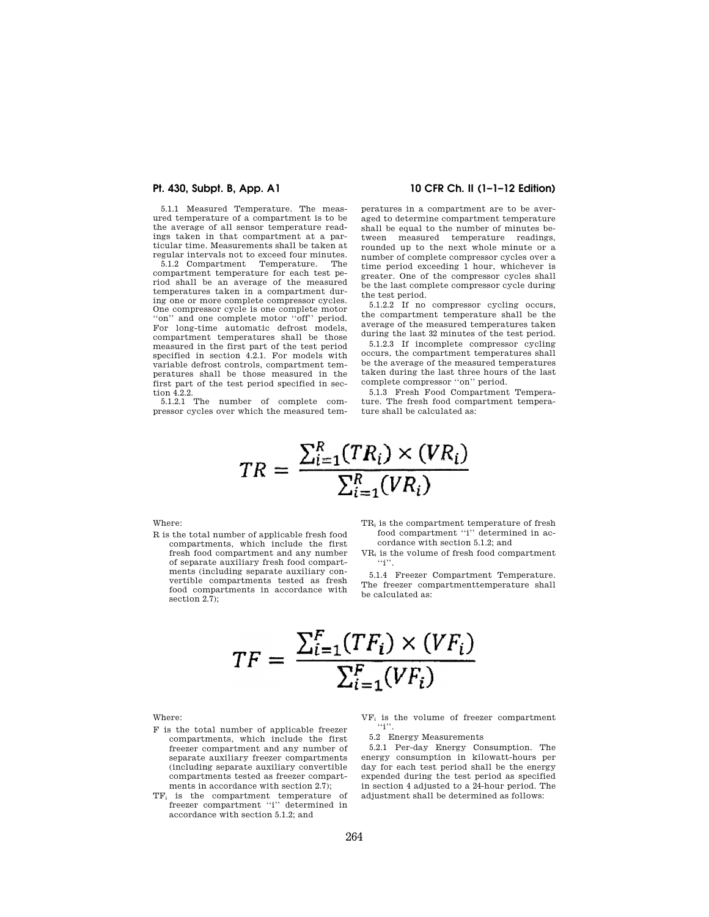5.1.1 Measured Temperature. The measured temperature of a compartment is to be the average of all sensor temperature readings taken in that compartment at a particular time. Measurements shall be taken at regular intervals not to exceed four minutes.

5.1.2 Compartment Temperature. The compartment temperature for each test period shall be an average of the measured temperatures taken in a compartment during one or more complete compressor cycles. One compressor cycle is one complete motor "on" and one complete motor "off" period. For long-time automatic defrost models, compartment temperatures shall be those measured in the first part of the test period specified in section 4.2.1. For models with variable defrost controls, compartment temperatures shall be those measured in the first part of the test period specified in section 4.2.2.

5.1.2.1 The number of complete compressor cycles over which the measured temperatures in a compartment are to be averaged to determine compartment temperature shall be equal to the number of minutes between measured temperature readings, rounded up to the next whole minute or a number of complete compressor cycles over a time period exceeding 1 hour, whichever is greater. One of the compressor cycles shall be the last complete compressor cycle during the test period.

5.1.2.2 If no compressor cycling occurs, the compartment temperature shall be the average of the measured temperatures taken during the last 32 minutes of the test period.

5.1.2.3 If incomplete compressor cycling occurs, the compartment temperatures shall be the average of the measured temperatures taken during the last three hours of the last complete compressor "on" period.

5.1.3 Fresh Food Compartment Temperature. The fresh food compartment temperature shall be calculated as:

$$TR = \frac{\sum_{i=1}^{R}(TR_i) \times (VR_i)}{\sum_{i=1}^{R}(VR_i)}$$

Where:

R is the total number of applicable fresh food compartments, which include the first fresh food compartment and any number of separate auxiliary fresh food compartments (including separate auxiliary convertible compartments tested as fresh food compartments in accordance with section 2.7);

$TR_i$ is the compartment temperature of fresh food compartment "i" determined in accordance with section 5.1.2; and

$VR_i$ is the volume of fresh food compartment "i".

5.1.4 Freezer Compartment Temperature. The freezer compartmenttemperature shall be calculated as:

$$TF = \frac{\sum_{i=1}^{F}(TF_i) \times (VF_i)}{\sum_{i=1}^{F}(VF_i)}$$

Where:

F is the total number of applicable freezer compartments, which include the first freezer compartment and any number of separate auxiliary freezer compartments (including separate auxiliary convertible compartments tested as freezer compartments in accordance with section 2.7);

$TF_i$ is the compartment temperature of freezer compartment "i" determined in accordance with section 5.1.2; and

$VF_i$ is the volume of freezer compartment "i".

5.2 Energy Measurements

5.2.1 Per-day Energy Consumption. The energy consumption in kilowatt-hours per day for each test period shall be the energy expended during the test period as specified in section 4 adjusted to a 24-hour period. The adjustment shall be determined as follows: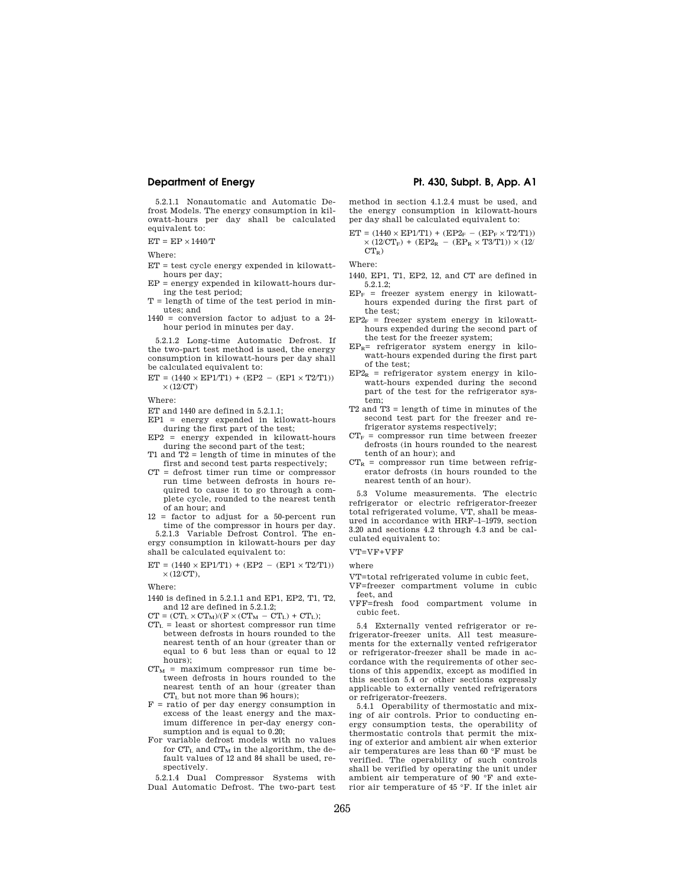5.2.1.1 Nonautomatic and Automatic Defrost Models. The energy consumption in kilowatt-hours per day shall be calculated equivalent to:

$$ET = EP \times 1440/T$$

Where:

- ET = test cycle energy expended in kilowatt-hours per day;
- EP = energy expended in kilowatt-hours during the test period;
- T = length of time of the test period in minutes; and
- 1440 = conversion factor to adjust to a 24-hour period in minutes per day.

5.2.1.2 Long-time Automatic Defrost. If the two-part test method is used, the energy consumption in kilowatt-hours per day shall be calculated equivalent to:

$$ET = (1440 \times EP1/T1) + (EP2 - (EP1 \times T2/T1)) \times (12/CT)$$

Where:

- ET and 1440 are defined in 5.2.1.1;
- EP1 = energy expended in kilowatt-hours during the first part of the test;
- EP2 = energy expended in kilowatt-hours during the second part of the test;
- T1 and T2 = length of time in minutes of the first and second test parts respectively;
- CT = defrost timer run time or compressor run time between defrosts in hours required to cause it to go through a complete cycle, rounded to the nearest tenth of an hour; and
- 12 = factor to adjust for a 50-percent run time of the compressor in hours per day.

5.2.1.3 Variable Defrost Control. The energy consumption in kilowatt-hours per day shall be calculated equivalent to:

$$ET = (1440 \times EP1/T1) + (EP2 - (EP1 \times T2/T1)) \times (12/CT),$$

Where:

- 1440 is defined in 5.2.1.1 and EP1, EP2, T1, T2, and 12 are defined in 5.2.1.2;
- $CT = (CT_L \times CT_M)/(F \times (CT_M - CT_L) + CT_L)$;
- $CT_L$ = least or shortest compressor run time between defrosts in hours rounded to the nearest tenth of an hour (greater than or equal to 6 but less than or equal to 12 hours);
- $CT_M$ = maximum compressor run time between defrosts in hours rounded to the nearest tenth of an hour (greater than $CT_L$ but not more than 96 hours);
- F = ratio of per day energy consumption in excess of the least energy and the maximum difference in per-day energy consumption and is equal to 0.20;
- For variable defrost models with no values for $CT_L$ and $CT_M$ in the algorithm, the default values of 12 and 84 shall be used, respectively.

5.2.1.4 Dual Compressor Systems with Dual Automatic Defrost. The two-part test method in section 4.1.2.4 must be used, and the energy consumption in kilowatt-hours per day shall be calculated equivalent to:

$$ET = (1440 \times EP1/T1) + (EP2_F - (EP_F \times T2/T1)) \times (12/CT_F) + (EP2_R - (EP_R \times T3/T1)) \times (12/CT_R)$$

Where:

- 1440, EP1, T1, EP2, 12, and CT are defined in 5.2.1.2;
- $EP_F$ = freezer system energy in kilowatt-hours expended during the first part of the test;
- $EP2_F$ = freezer system energy in kilowatt-hours expended during the second part of the test for the freezer system;
- $EP_R$ = refrigerator system energy in kilowatt-hours expended during the first part of the test;
- $EP2_R$ = refrigerator system energy in kilowatt-hours expended during the second part of the test for the refrigerator system;
- T2 and T3 = length of time in minutes of the second test part for the freezer and refrigerator systems respectively;
- $CT_F$ = compressor run time between freezer defrosts (in hours rounded to the nearest tenth of an hour); and
- $CT_R$ = compressor run time between refrigerator defrosts (in hours rounded to the nearest tenth of an hour).

5.3 Volume measurements. The electric refrigerator or electric refrigerator-freezer total refrigerated volume, VT, shall be measured in accordance with HRF–1–1979, section 3.20 and sections 4.2 through 4.3 and be calculated equivalent to:

$$VT=VF+VFF$$

where

- VT=total refrigerated volume in cubic feet,
- VF=freezer compartment volume in cubic feet, and
- VFF=fresh food compartment volume in cubic feet.

5.4 Externally vented refrigerator or refrigerator-freezer units. All test measurements for the externally vented refrigerator or refrigerator-freezer shall be made in accordance with the requirements of other sections of this appendix, except as modified in this section 5.4 or other sections expressly applicable to externally vented refrigerators or refrigerator-freezers.

5.4.1 Operability of thermostatic and mixing of air controls. Prior to conducting energy consumption tests, the operability of thermostatic controls that permit the mixing of exterior and ambient air when exterior air temperatures are less than 60 °F must be verified. The operability of such controls shall be verified by operating the unit under ambient air temperature of 90 °F and exterior air temperature of 45 °F. If the inlet air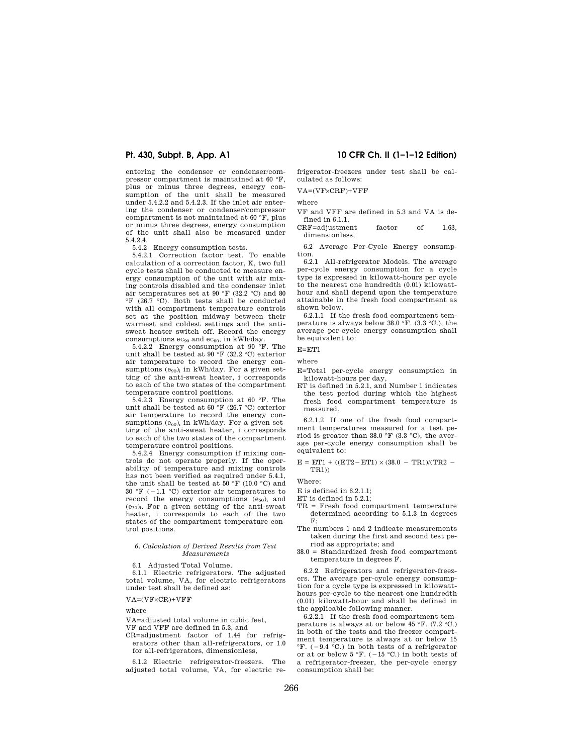entering the condenser or condenser/compressor compartment is maintained at 60 °F, plus or minus three degrees, energy consumption of the unit shall be measured under 5.4.2.2 and 5.4.2.3. If the inlet air entering the condenser or condenser/compressor compartment is not maintained at 60 °F, plus or minus three degrees, energy consumption of the unit shall also be measured under 5.4.2.4.

5.4.2 Energy consumption tests.

5.4.2.1 Correction factor test. To enable calculation of a correction factor, K, two full cycle tests shall be conducted to measure energy consumption of the unit with air mixing controls disabled and the condenser inlet air temperatures set at 90 °F (32.2 °C) and 80 °F (26.7 °C). Both tests shall be conducted with all compartment temperature controls set at the position midway between their warmest and coldest settings and the anti-sweat heater switch off. Record the energy consumptions $ec_{90}$ and $ec_{80}$, in kWh/day.

5.4.2.2 Energy consumption at 90 °F. The unit shall be tested at 90 °F (32.2 °C) exterior air temperature to record the energy consumptions $(e_{90})_i$ in kWh/day. For a given setting of the anti-sweat heater, i corresponds to each of the two states of the compartment temperature control positions.

5.4.2.3 Energy consumption at 60 °F. The unit shall be tested at 60 °F (26.7 °C) exterior air temperature to record the energy consumptions $(e_{60})_i$ in kWh/day. For a given setting of the anti-sweat heater, i corresponds to each of the two states of the compartment temperature control positions.

5.4.2.4 Energy consumption if mixing controls do not operate properly. If the operability of temperature and mixing controls has not been verified as required under 5.4.1, the unit shall be tested at 50 °F (10.0 °C) and 30 °F (−1.1 °C) exterior air temperatures to record the energy consumptions $(e_{50})_i$ and $(e_{30})_i$. For a given setting of the anti-sweat heater, i corresponds to each of the two states of the compartment temperature control positions.

*6. Calculation of Derived Results from Test Measurements*

6.1 Adjusted Total Volume.

6.1.1 Electric refrigerators. The adjusted total volume, VA, for electric refrigerators under test shall be defined as:

$$VA=(VF \times CR)+VFF$$

where

VA=adjusted total volume in cubic feet,

VF and VFF are defined in 5.3, and

CR=adjustment factor of 1.44 for refrigerators other than all-refrigerators, or 1.0 for all-refrigerators, dimensionless,

6.1.2 Electric refrigerator-freezers. The adjusted total volume, VA, for electric refrigerator-freezers under test shall be calculated as follows:

$$VA=(VF \times CRF)+VFF$$

where

VF and VFF are defined in 5.3 and VA is defined in 6.1.1,

CRF=adjustment factor of 1.63, dimensionless,

6.2 Average Per-Cycle Energy consumption.

6.2.1 All-refrigerator Models. The average per-cycle energy consumption for a cycle type is expressed in kilowatt-hours per cycle to the nearest one hundredth (0.01) kilowatt-hour and shall depend upon the temperature attainable in the fresh food compartment as shown below.

6.2.1.1 If the fresh food compartment temperature is always below 38.0 °F. (3.3 °C.), the average per-cycle energy consumption shall be equivalent to:

$$E=ET1$$

where

E=Total per-cycle energy consumption in kilowatt-hours per day,

ET is defined in 5.2.1, and Number 1 indicates the test period during which the highest fresh food compartment temperature is measured.

6.2.1.2 If one of the fresh food compartment temperatures measured for a test period is greater than 38.0 °F (3.3 °C), the average per-cycle energy consumption shall be equivalent to:

$$E = ET1 + ((ET2-ET1) \times (38.0 - TR1)/(TR2 - TR1))$$

Where:

E is defined in 6.2.1.1;

ET is defined in 5.2.1;

TR = Fresh food compartment temperature determined according to 5.1.3 in degrees F;

The numbers 1 and 2 indicate measurements taken during the first and second test period as appropriate; and

38.0 = Standardized fresh food compartment temperature in degrees F.

6.2.2 Refrigerators and refrigerator-freezers. The average per-cycle energy consumption for a cycle type is expressed in kilowatt-hours per-cycle to the nearest one hundredth (0.01) kilowatt-hour and shall be defined in the applicable following manner.

6.2.2.1 If the fresh food compartment temperature is always at or below 45 °F. (7.2 °C.) in both of the tests and the freezer compartment temperature is always at or below 15 °F. (−9.4 °C.) in both tests of a refrigerator or at or below 5 °F. (−15 °C.) in both tests of a refrigerator-freezer, the per-cycle energy consumption shall be: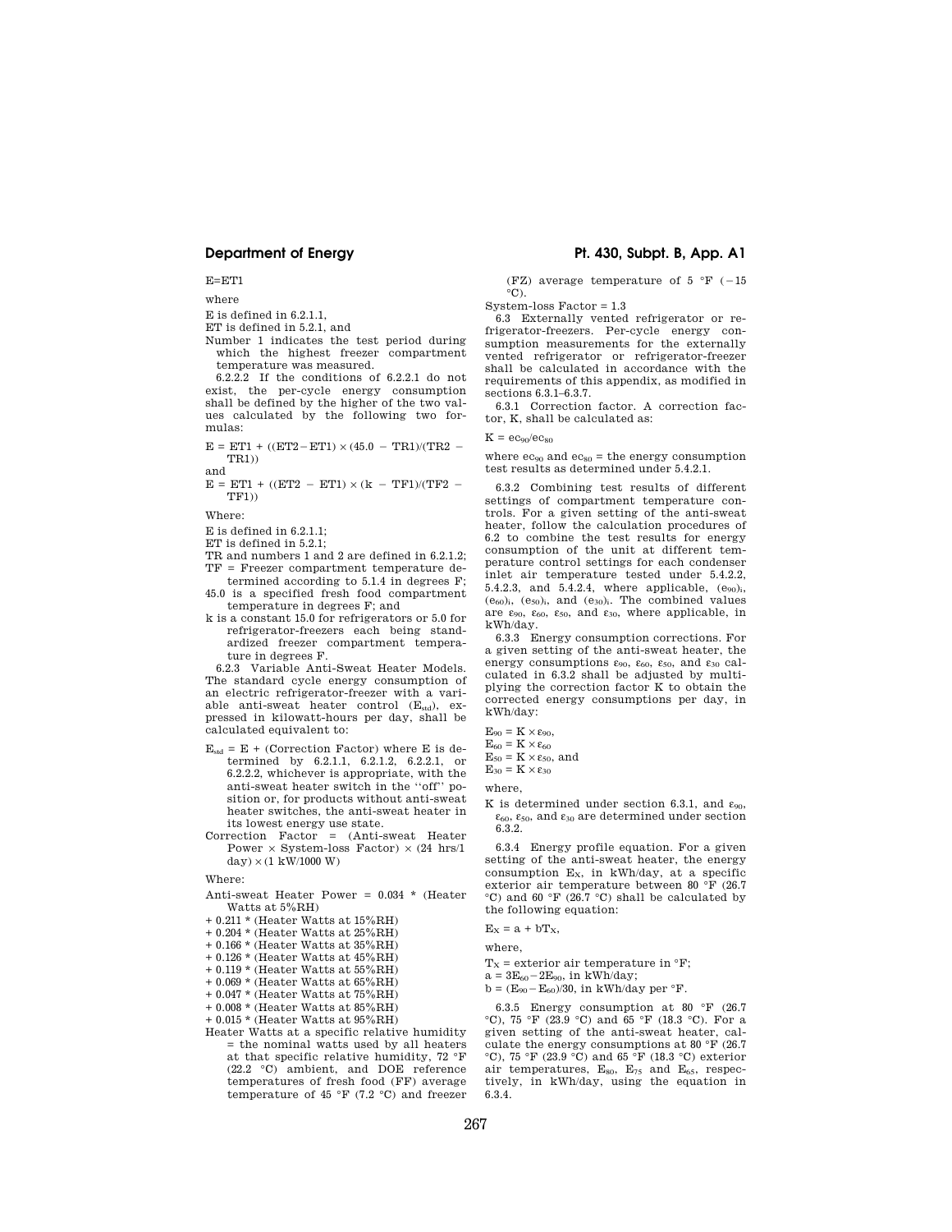E=ET1

where

E is defined in 6.2.1.1,

ET is defined in 5.2.1, and

Number 1 indicates the test period during which the highest freezer compartment temperature was measured.

6.2.2.2 If the conditions of 6.2.2.1 do not exist, the per-cycle energy consumption shall be defined by the higher of the two values calculated by the following two formulas:

$E = ET1 + ((ET2 - ET1) \times (45.0 - TR1)/(TR2 - TR1))$

and

$E = ET1 + ((ET2 - ET1) \times (k - TF1)/(TF2 - TF1))$

Where:

E is defined in 6.2.1.1;

ET is defined in 5.2.1;

TR and numbers 1 and 2 are defined in 6.2.1.2;

TF = Freezer compartment temperature determined according to 5.1.4 in degrees F;

45.0 is a specified fresh food compartment temperature in degrees F; and

k is a constant 15.0 for refrigerators or 5.0 for refrigerator-freezers each being standardized freezer compartment temperature in degrees F.

6.2.3 Variable Anti-Sweat Heater Models. The standard cycle energy consumption of an electric refrigerator-freezer with a variable anti-sweat heater control ($E_{std}$), expressed in kilowatt-hours per day, shall be calculated equivalent to:

$E_{std}$ = E + (Correction Factor) where E is determined by 6.2.1.1, 6.2.1.2, 6.2.2.1, or 6.2.2.2, whichever is appropriate, with the anti-sweat heater switch in the ''off'' position or, for products without anti-sweat heater switches, the anti-sweat heater in its lowest energy use state.

Correction Factor = (Anti-sweat Heater Power × System-loss Factor) × (24 hrs/1 day) × (1 kW/1000 W)

Where:

Anti-sweat Heater Power = 0.034 * (Heater Watts at 5%RH)
+ 0.211 * (Heater Watts at 15%RH)
+ 0.204 * (Heater Watts at 25%RH)
+ 0.166 * (Heater Watts at 35%RH)
+ 0.126 * (Heater Watts at 45%RH)
+ 0.119 * (Heater Watts at 55%RH)
+ 0.069 * (Heater Watts at 65%RH)
+ 0.047 * (Heater Watts at 75%RH)
+ 0.008 * (Heater Watts at 85%RH)
+ 0.015 * (Heater Watts at 95%RH)

Heater Watts at a specific relative humidity = the nominal watts used by all heaters at that specific relative humidity, 72 °F (22.2 °C) ambient, and DOE reference temperatures of fresh food (FF) average temperature of 45 °F (7.2 °C) and freezer (FZ) average temperature of 5 °F (−15 °C).

System-loss Factor = 1.3

6.3 Externally vented refrigerator or refrigerator-freezers. Per-cycle energy consumption measurements for the externally vented refrigerator or refrigerator-freezer shall be calculated in accordance with the requirements of this appendix, as modified in sections 6.3.1–6.3.7.

6.3.1 Correction factor. A correction factor, K, shall be calculated as:

$K = ec_{90}/ec_{80}$

where $ec_{90}$ and $ec_{80}$ = the energy consumption test results as determined under 5.4.2.1.

6.3.2 Combining test results of different settings of compartment temperature controls. For a given setting of the anti-sweat heater, follow the calculation procedures of 6.2 to combine the test results for energy consumption of the unit at different temperature control settings for each condenser inlet air temperature tested under 5.4.2.2, 5.4.2.3, and 5.4.2.4, where applicable, $(e_{90})_i$, $(e_{60})_i$, $(e_{50})_i$, and $(e_{30})_i$. The combined values are $\varepsilon_{90}$, $\varepsilon_{60}$, $\varepsilon_{50}$, and $\varepsilon_{30}$, where applicable, in kWh/day.

6.3.3 Energy consumption corrections. For a given setting of the anti-sweat heater, the energy consumptions $\varepsilon_{90}$, $\varepsilon_{60}$, $\varepsilon_{50}$, and $\varepsilon_{30}$ calculated in 6.3.2 shall be adjusted by multiplying the correction factor K to obtain the corrected energy consumptions per day, in kWh/day:

$E_{90} = K \times \varepsilon_{90}$,
$E_{60} = K \times \varepsilon_{60}$
$E_{50} = K \times \varepsilon_{50}$, and
$E_{30} = K \times \varepsilon_{30}$

where,

K is determined under section 6.3.1, and $\varepsilon_{90}$, $\varepsilon_{60}$, $\varepsilon_{50}$, and $\varepsilon_{30}$ are determined under section 6.3.2.

6.3.4 Energy profile equation. For a given setting of the anti-sweat heater, the energy consumption $E_X$, in kWh/day, at a specific exterior air temperature between 80 °F (26.7 °C) and 60 °F (26.7 °C) shall be calculated by the following equation:

$E_X = a + bT_X$,

where,

$T_X$ = exterior air temperature in °F;
$a = 3E_{60} - 2E_{90}$, in kWh/day;
$b = (E_{90} - E_{60})/30$, in kWh/day per °F.

6.3.5 Energy consumption at 80 °F (26.7 °C), 75 °F (23.9 °C) and 65 °F (18.3 °C). For a given setting of the anti-sweat heater, calculate the energy consumptions at 80 °F (26.7 °C), 75 °F (23.9 °C) and 65 °F (18.3 °C) exterior air temperatures, $E_{80}$, $E_{75}$ and $E_{65}$, respectively, in kWh/day, using the equation in 6.3.4.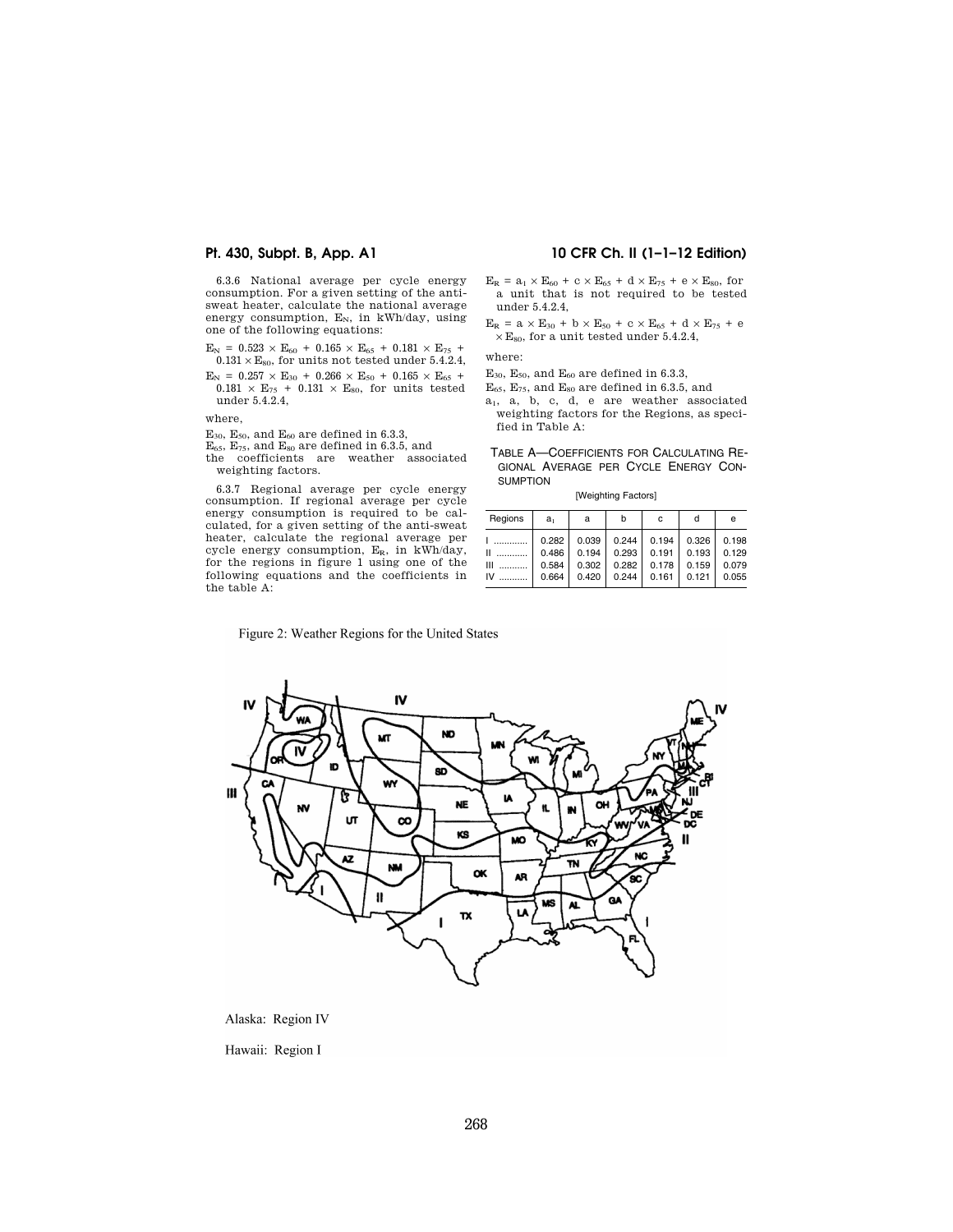6.3.6 National average per cycle energy consumption. For a given setting of the anti-sweat heater, calculate the national average energy consumption, $E_N$, in kWh/day, using one of the following equations:

$E_N = 0.523 \times E_{60} + 0.165 \times E_{65} + 0.181 \times E_{75} + 0.131 \times E_{80}$, for units not tested under 5.4.2.4,

$E_N = 0.257 \times E_{30} + 0.266 \times E_{50} + 0.165 \times E_{65} + 0.181 \times E_{75} + 0.131 \times E_{80}$, for units tested under 5.4.2.4,

where,

$E_{30}$, $E_{50}$, and $E_{60}$ are defined in 6.3.3,
$E_{65}$, $E_{75}$, and $E_{80}$ are defined in 6.3.5, and
the coefficients are weather associated weighting factors.

6.3.7 Regional average per cycle energy consumption. If regional average per cycle energy consumption is required to be calculated, for a given setting of the anti-sweat heater, calculate the regional average per cycle energy consumption, $E_R$, in kWh/day, for the regions in figure 1 using one of the following equations and the coefficients in the table A:

$E_R = a_1 \times E_{60} + c \times E_{65} + d \times E_{75} + e \times E_{80}$, for a unit that is not required to be tested under 5.4.2.4,

$E_R = a \times E_{30} + b \times E_{50} + c \times E_{65} + d \times E_{75} + e \times E_{80}$, for a unit tested under 5.4.2.4,

where:

$E_{30}$, $E_{50}$, and $E_{60}$ are defined in 6.3.3,
$E_{65}$, $E_{75}$, and $E_{80}$ are defined in 6.3.5, and
$a_1$, a, b, c, d, e are weather associated weighting factors for the Regions, as specified in Table A:

TABLE A—COEFFICIENTS FOR CALCULATING REGIONAL AVERAGE PER CYCLE ENERGY CONSUMPTION

[Weighting Factors]

| Regions | $a_1$ | a | b | c | d | e |
|---|---|---|---|---|---|---|
| I ............ | 0.282 | 0.039 | 0.244 | 0.194 | 0.326 | 0.198 |
| II ............ | 0.486 | 0.194 | 0.293 | 0.191 | 0.193 | 0.129 |
| III ........... | 0.584 | 0.302 | 0.282 | 0.178 | 0.159 | 0.079 |
| IV ........... | 0.664 | 0.420 | 0.244 | 0.161 | 0.121 | 0.055 |

Figure 2: Weather Regions for the United States

Alaska: Region IV

Hawaii: Region I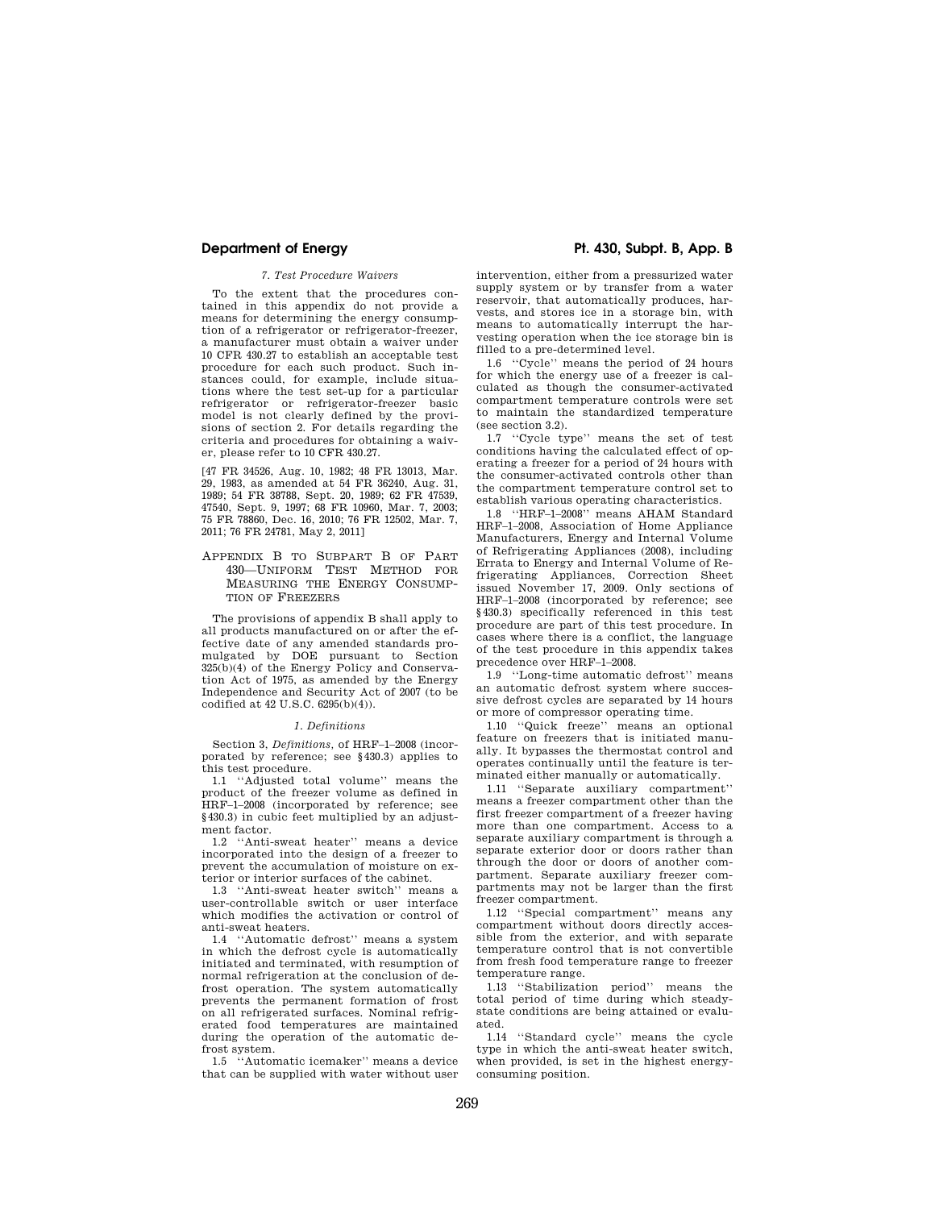*7. Test Procedure Waivers*

To the extent that the procedures contained in this appendix do not provide a means for determining the energy consumption of a refrigerator or refrigerator-freezer, a manufacturer must obtain a waiver under 10 CFR 430.27 to establish an acceptable test procedure for each such product. Such instances could, for example, include situations where the test set-up for a particular refrigerator or refrigerator-freezer basic model is not clearly defined by the provisions of section 2. For details regarding the criteria and procedures for obtaining a waiver, please refer to 10 CFR 430.27.

[47 FR 34526, Aug. 10, 1982; 48 FR 13013, Mar. 29, 1983, as amended at 54 FR 36240, Aug. 31, 1989; 54 FR 38788, Sept. 20, 1989; 62 FR 47539, 47540, Sept. 9, 1997; 68 FR 10960, Mar. 7, 2003; 75 FR 78860, Dec. 16, 2010; 76 FR 12502, Mar. 7, 2011; 76 FR 24781, May 2, 2011]

## APPENDIX B TO SUBPART B OF PART 430—UNIFORM TEST METHOD FOR MEASURING THE ENERGY CONSUMPTION OF FREEZERS

The provisions of appendix B shall apply to all products manufactured on or after the effective date of any amended standards promulgated by DOE pursuant to Section 325(b)(4) of the Energy Policy and Conservation Act of 1975, as amended by the Energy Independence and Security Act of 2007 (to be codified at 42 U.S.C. 6295(b)(4)).

*1. Definitions*

Section 3, *Definitions*, of HRF–1–2008 (incorporated by reference; see §430.3) applies to this test procedure.

1.1 ''Adjusted total volume'' means the product of the freezer volume as defined in HRF–1–2008 (incorporated by reference; see §430.3) in cubic feet multiplied by an adjustment factor.

1.2 ''Anti-sweat heater'' means a device incorporated into the design of a freezer to prevent the accumulation of moisture on exterior or interior surfaces of the cabinet.

1.3 ''Anti-sweat heater switch'' means a user-controllable switch or user interface which modifies the activation or control of anti-sweat heaters.

1.4 ''Automatic defrost'' means a system in which the defrost cycle is automatically initiated and terminated, with resumption of normal refrigeration at the conclusion of defrost operation. The system automatically prevents the permanent formation of frost on all refrigerated surfaces. Nominal refrigerated food temperatures are maintained during the operation of the automatic defrost system.

1.5 ''Automatic icemaker'' means a device that can be supplied with water without user intervention, either from a pressurized water supply system or by transfer from a water reservoir, that automatically produces, harvests, and stores ice in a storage bin, with means to automatically interrupt the harvesting operation when the ice storage bin is filled to a pre-determined level.

1.6 ''Cycle'' means the period of 24 hours for which the energy use of a freezer is calculated as though the consumer-activated compartment temperature controls were set to maintain the standardized temperature (see section 3.2).

1.7 ''Cycle type'' means the set of test conditions having the calculated effect of operating a freezer for a period of 24 hours with the consumer-activated controls other than the compartment temperature control set to establish various operating characteristics.

1.8 ''HRF–1–2008'' means AHAM Standard HRF–1–2008, Association of Home Appliance Manufacturers, Energy and Internal Volume of Refrigerating Appliances (2008), including Errata to Energy and Internal Volume of Refrigerating Appliances, Correction Sheet issued November 17, 2009. Only sections of HRF–1–2008 (incorporated by reference; see §430.3) specifically referenced in this test procedure are part of this test procedure. In cases where there is a conflict, the language of the test procedure in this appendix takes precedence over HRF–1–2008.

1.9 ''Long-time automatic defrost'' means an automatic defrost system where successive defrost cycles are separated by 14 hours or more of compressor operating time.

1.10 ''Quick freeze'' means an optional feature on freezers that is initiated manually. It bypasses the thermostat control and operates continually until the feature is terminated either manually or automatically.

1.11 ''Separate auxiliary compartment'' means a freezer compartment other than the first freezer compartment of a freezer having more than one compartment. Access to a separate auxiliary compartment is through a separate exterior door or doors rather than through the door or doors of another compartment. Separate auxiliary freezer compartments may not be larger than the first freezer compartment.

1.12 ''Special compartment'' means any compartment without doors directly accessible from the exterior, and with separate temperature control that is not convertible from fresh food temperature range to freezer temperature range.

1.13 ''Stabilization period'' means the total period of time during which steady-state conditions are being attained or evaluated.

1.14 ''Standard cycle'' means the cycle type in which the anti-sweat heater switch, when provided, is set in the highest energy-consuming position.